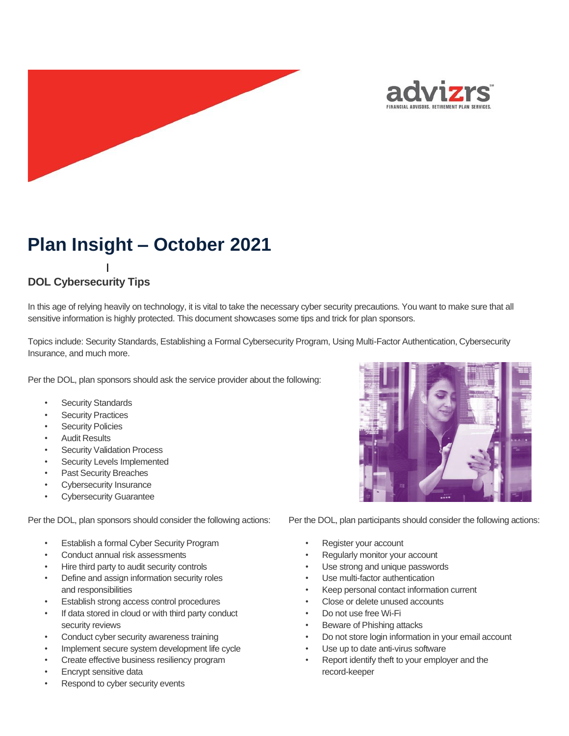# Plan Insight – October 2021

## DOL Cybersecurity Tips

In this age of relying heavily on technology, it is vital to take the necessary cyber security precautions. You want to make sure that all sensitive information is highly protected. This document showcases some tips and trick for plan sponsors.

Topics include: Security Standards, Establishing a Formal Cybersecurity Program, Using Multi-Factor Authentication, Cybersecurity Insurance, and much more.

Per the DOL, plan sponsors should ask the service provider about the following:

- Security Standards
- Security Practices
- Security Policies
- Audit Results
- Security Validation Process
- Security Levels Implemented
- Past Security Breaches
- Cybersecurity Insurance
- Cybersecurity Guarantee

Per the DOL, plan sponsors should consider the following actions:

- Establish a formal Cyber Security Program
- Conduct annual risk assessments
- Hire third party to audit security controls
- Define and assign information security roles and responsibilities
- Establish strong access control procedures
- If data stored in cloud or with third party conduct security reviews
- Conduct cyber security awareness training
- Implement secure system development life cycle
- Create effective business resiliency program
- Encrypt sensitive data
- Respond to cyber security events

Per the DOL, plan participants should consider the following actions:

- Register your account
- Regularly monitor your account
- Use strong and unique passwords
- Use multi-factor authentication
- Keep personal contact information current
- Close or delete unused accounts
- Do not use free Wi-Fi
- Beware of Phishing attacks
- Do not store login information in your email account
- Use up to date anti-virus software
- Report identify theft to your employer and the record-keeper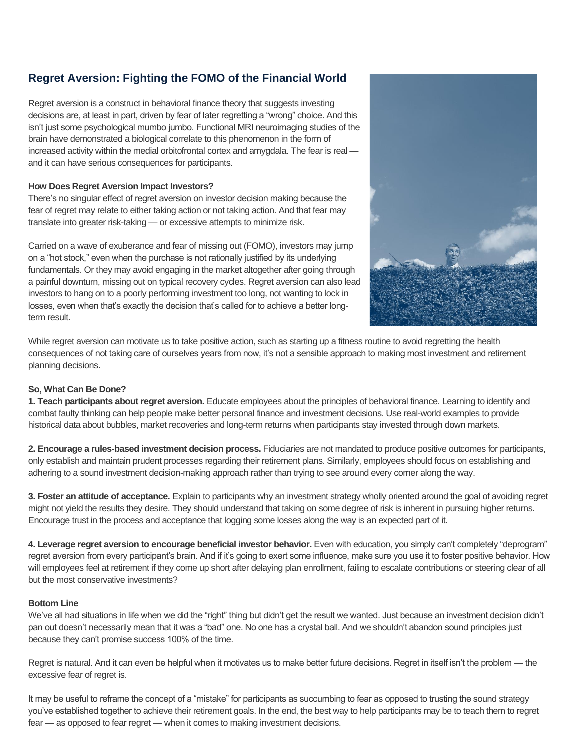## Regret Aversion: Fighting the FOMO of the Financial World

Regret aversion is a construct in behavioral finance theory that suggests investing decisions are, at least in part, driven by fear of later regretting a "wrong" choice. And this isn't just some psychological mumbo jumbo. Functional MRI neuroimaging studies of the brain have demonstrated a biological correlate to this phenomenon in the form of increased activity within the medial orbitofrontal cortex and amygdala. The fear is real — and it can have serious consequences for participants.

**How Does Regret Aversion Impact Investors?**

There's no singular effect of regret aversion on investor decision making because the fear of regret may relate to either taking action or not taking action. And that fear may translate into greater risk-taking — or excessive attempts to minimize risk.

Carried on a wave of exuberance and fear of missing out (FOMO), investors may jump on a "hot stock," even when the purchase is not rationally justified by its underlying fundamentals. Or they may avoid engaging in the market altogether after going through a painful downturn, missing out on typical recovery cycles. Regret aversion can also lead investors to hang on to a poorly performing investment too long, not wanting to lock in losses, even when that's exactly the decision that's called for to achieve a better long-term result.

While regret aversion can motivate us to take positive action, such as starting up a fitness routine to avoid regretting the health consequences of not taking care of ourselves years from now, it's not a sensible approach to making most investment and retirement planning decisions.

**So, What Can Be Done?**

**1. Teach participants about regret aversion.** Educate employees about the principles of behavioral finance. Learning to identify and combat faulty thinking can help people make better personal finance and investment decisions. Use real-world examples to provide historical data about bubbles, market recoveries and long-term returns when participants stay invested through down markets.

**2. Encourage a rules-based investment decision process.** Fiduciaries are not mandated to produce positive outcomes for participants, only establish and maintain prudent processes regarding their retirement plans. Similarly, employees should focus on establishing and adhering to a sound investment decision-making approach rather than trying to see around every corner along the way.

**3. Foster an attitude of acceptance.** Explain to participants why an investment strategy wholly oriented around the goal of avoiding regret might not yield the results they desire. They should understand that taking on some degree of risk is inherent in pursuing higher returns. Encourage trust in the process and acceptance that logging some losses along the way is an expected part of it.

**4. Leverage regret aversion to encourage beneficial investor behavior.** Even with education, you simply can't completely "deprogram" regret aversion from every participant's brain. And if it's going to exert some influence, make sure you use it to foster positive behavior. How will employees feel at retirement if they come up short after delaying plan enrollment, failing to escalate contributions or steering clear of all but the most conservative investments?

**Bottom Line**

We've all had situations in life when we did the "right" thing but didn't get the result we wanted. Just because an investment decision didn't pan out doesn't necessarily mean that it was a "bad" one. No one has a crystal ball. And we shouldn't abandon sound principles just because they can't promise success 100% of the time.

Regret is natural. And it can even be helpful when it motivates us to make better future decisions. Regret in itself isn't the problem — the excessive fear of regret is.

It may be useful to reframe the concept of a "mistake" for participants as succumbing to fear as opposed to trusting the sound strategy you've established together to achieve their retirement goals. In the end, the best way to help participants may be to teach them to regret fear — as opposed to fear regret — when it comes to making investment decisions.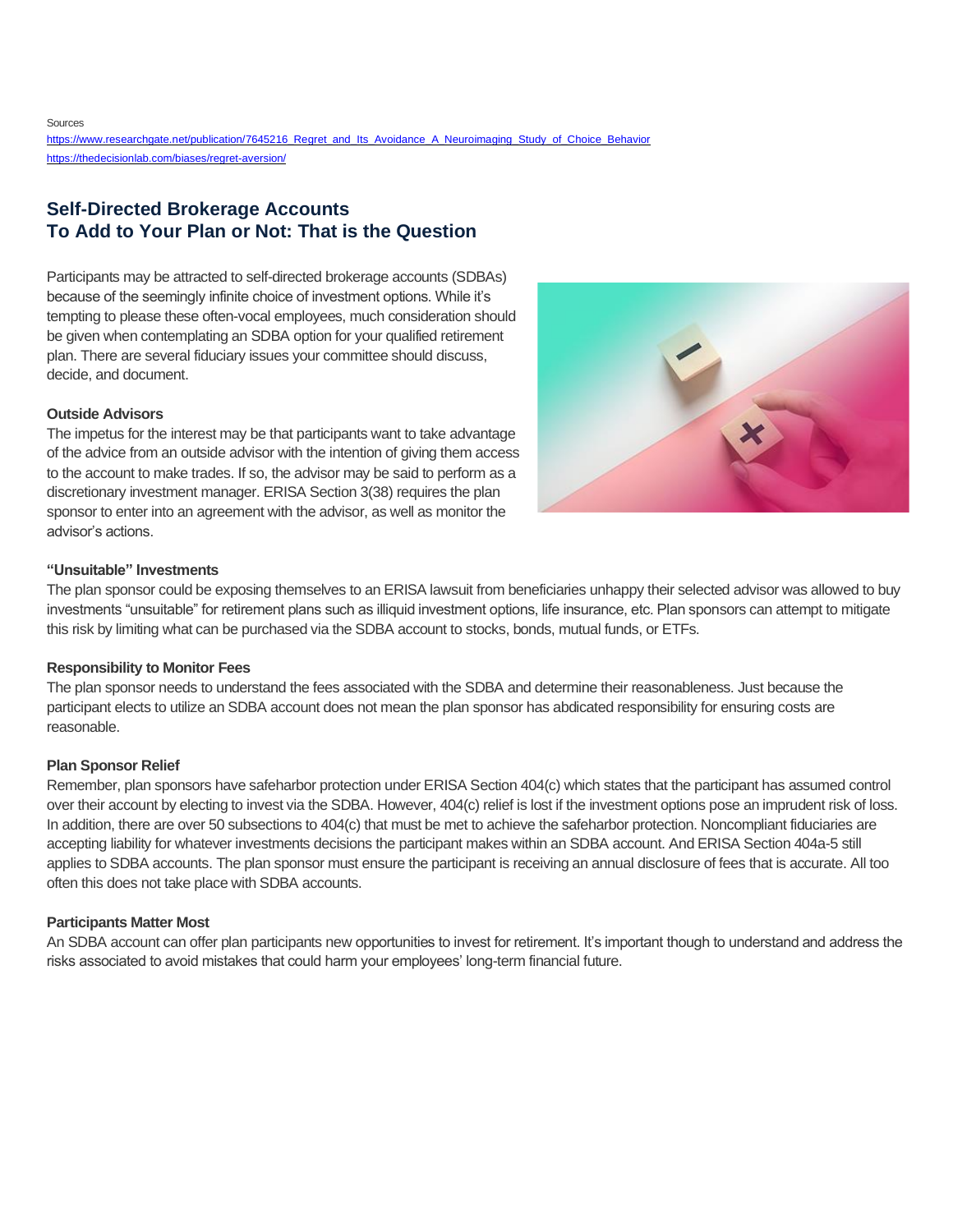Sources

https://www.researchgate.net/publication/7645216_Regret_and_Its_Avoidance_A_Neuroimaging_Study_of_Choice_Behavior

https://thedecisionlab.com/biases/regret-aversion/

## Self-Directed Brokerage Accounts
## To Add to Your Plan or Not: That is the Question

Participants may be attracted to self-directed brokerage accounts (SDBAs) because of the seemingly infinite choice of investment options. While it's tempting to please these often-vocal employees, much consideration should be given when contemplating an SDBA option for your qualified retirement plan. There are several fiduciary issues your committee should discuss, decide, and document.

**Outside Advisors**

The impetus for the interest may be that participants want to take advantage of the advice from an outside advisor with the intention of giving them access to the account to make trades. If so, the advisor may be said to perform as a discretionary investment manager. ERISA Section 3(38) requires the plan sponsor to enter into an agreement with the advisor, as well as monitor the advisor's actions.

**"Unsuitable" Investments**

The plan sponsor could be exposing themselves to an ERISA lawsuit from beneficiaries unhappy their selected advisor was allowed to buy investments "unsuitable" for retirement plans such as illiquid investment options, life insurance, etc. Plan sponsors can attempt to mitigate this risk by limiting what can be purchased via the SDBA account to stocks, bonds, mutual funds, or ETFs.

**Responsibility to Monitor Fees**

The plan sponsor needs to understand the fees associated with the SDBA and determine their reasonableness. Just because the participant elects to utilize an SDBA account does not mean the plan sponsor has abdicated responsibility for ensuring costs are reasonable.

**Plan Sponsor Relief**

Remember, plan sponsors have safeharbor protection under ERISA Section 404(c) which states that the participant has assumed control over their account by electing to invest via the SDBA. However, 404(c) relief is lost if the investment options pose an imprudent risk of loss. In addition, there are over 50 subsections to 404(c) that must be met to achieve the safeharbor protection. Noncompliant fiduciaries are accepting liability for whatever investments decisions the participant makes within an SDBA account. And ERISA Section 404a-5 still applies to SDBA accounts. The plan sponsor must ensure the participant is receiving an annual disclosure of fees that is accurate. All too often this does not take place with SDBA accounts.

**Participants Matter Most**

An SDBA account can offer plan participants new opportunities to invest for retirement. It's important though to understand and address the risks associated to avoid mistakes that could harm your employees' long-term financial future.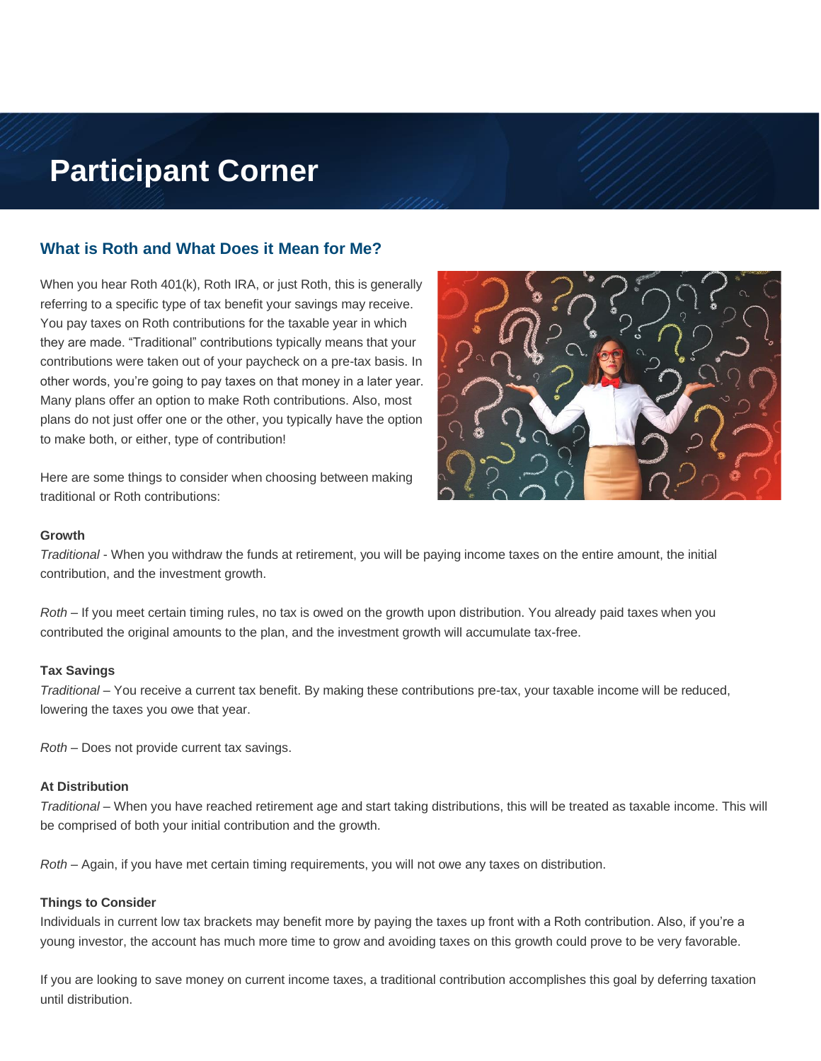# Participant Corner

## What is Roth and What Does it Mean for Me?

When you hear Roth 401(k), Roth IRA, or just Roth, this is generally referring to a specific type of tax benefit your savings may receive. You pay taxes on Roth contributions for the taxable year in which they are made. "Traditional" contributions typically means that your contributions were taken out of your paycheck on a pre-tax basis. In other words, you're going to pay taxes on that money in a later year. Many plans offer an option to make Roth contributions. Also, most plans do not just offer one or the other, you typically have the option to make both, or either, type of contribution!

Here are some things to consider when choosing between making traditional or Roth contributions:

**Growth**

*Traditional* - When you withdraw the funds at retirement, you will be paying income taxes on the entire amount, the initial contribution, and the investment growth.

*Roth* – If you meet certain timing rules, no tax is owed on the growth upon distribution. You already paid taxes when you contributed the original amounts to the plan, and the investment growth will accumulate tax-free.

**Tax Savings**

*Traditional* – You receive a current tax benefit. By making these contributions pre-tax, your taxable income will be reduced, lowering the taxes you owe that year.

*Roth* – Does not provide current tax savings.

**At Distribution**

*Traditional* – When you have reached retirement age and start taking distributions, this will be treated as taxable income. This will be comprised of both your initial contribution and the growth.

*Roth* – Again, if you have met certain timing requirements, you will not owe any taxes on distribution.

**Things to Consider**

Individuals in current low tax brackets may benefit more by paying the taxes up front with a Roth contribution. Also, if you're a young investor, the account has much more time to grow and avoiding taxes on this growth could prove to be very favorable.

If you are looking to save money on current income taxes, a traditional contribution accomplishes this goal by deferring taxation until distribution.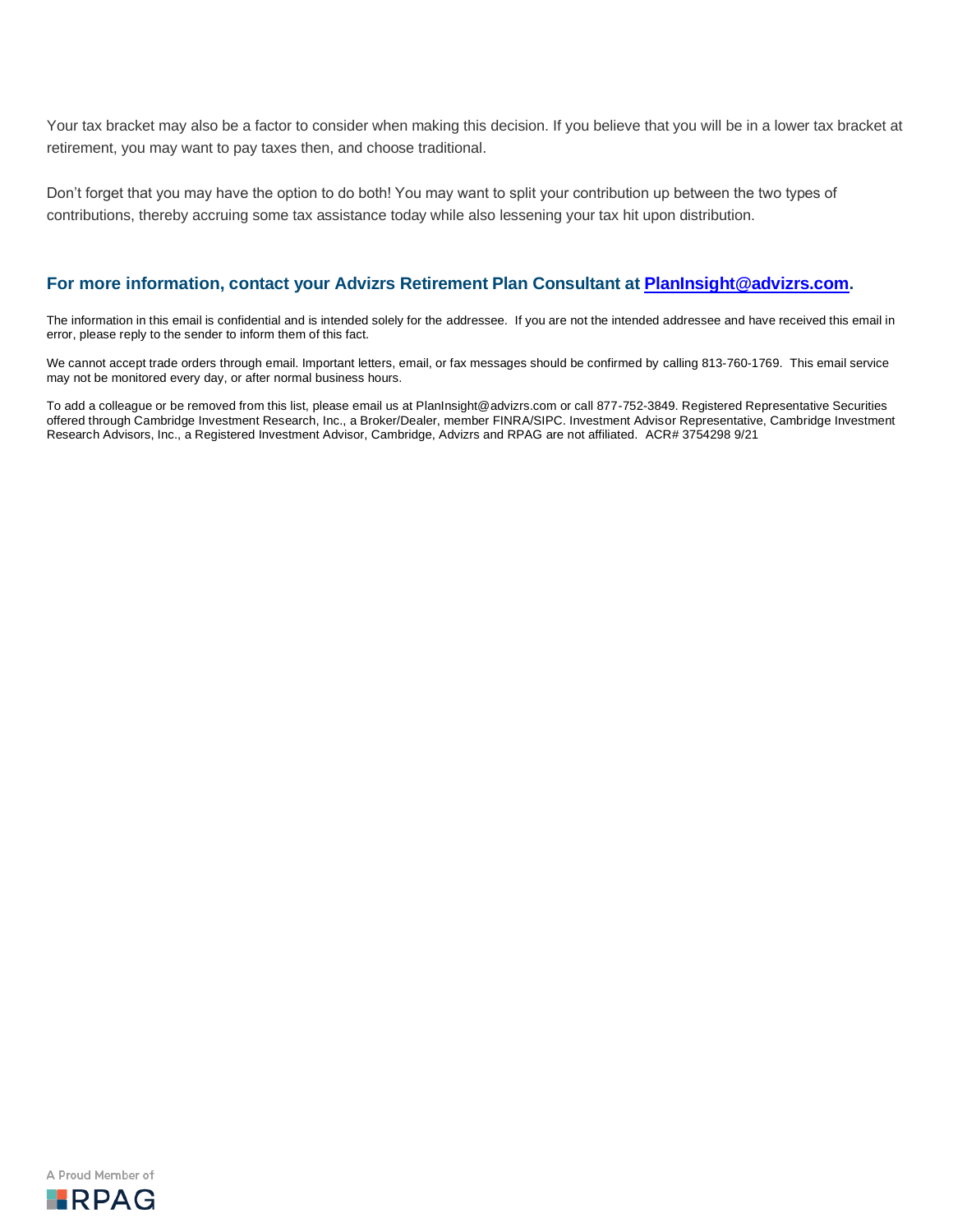Your tax bracket may also be a factor to consider when making this decision. If you believe that you will be in a lower tax bracket at retirement, you may want to pay taxes then, and choose traditional.

Don't forget that you may have the option to do both! You may want to split your contribution up between the two types of contributions, thereby accruing some tax assistance today while also lessening your tax hit upon distribution.

### For more information, contact your Advizrs Retirement Plan Consultant at PlanInsight@advizrs.com.

The information in this email is confidential and is intended solely for the addressee. If you are not the intended addressee and have received this email in error, please reply to the sender to inform them of this fact.

We cannot accept trade orders through email. Important letters, email, or fax messages should be confirmed by calling 813-760-1769. This email service may not be monitored every day, or after normal business hours.

To add a colleague or be removed from this list, please email us at PlanInsight@advizrs.com or call 877-752-3849. Registered Representative Securities offered through Cambridge Investment Research, Inc., a Broker/Dealer, member FINRA/SIPC. Investment Advisor Representative, Cambridge Investment Research Advisors, Inc., a Registered Investment Advisor, Cambridge, Advizrs and RPAG are not affiliated. ACR# 3754298 9/21

A Proud Member of RPAG